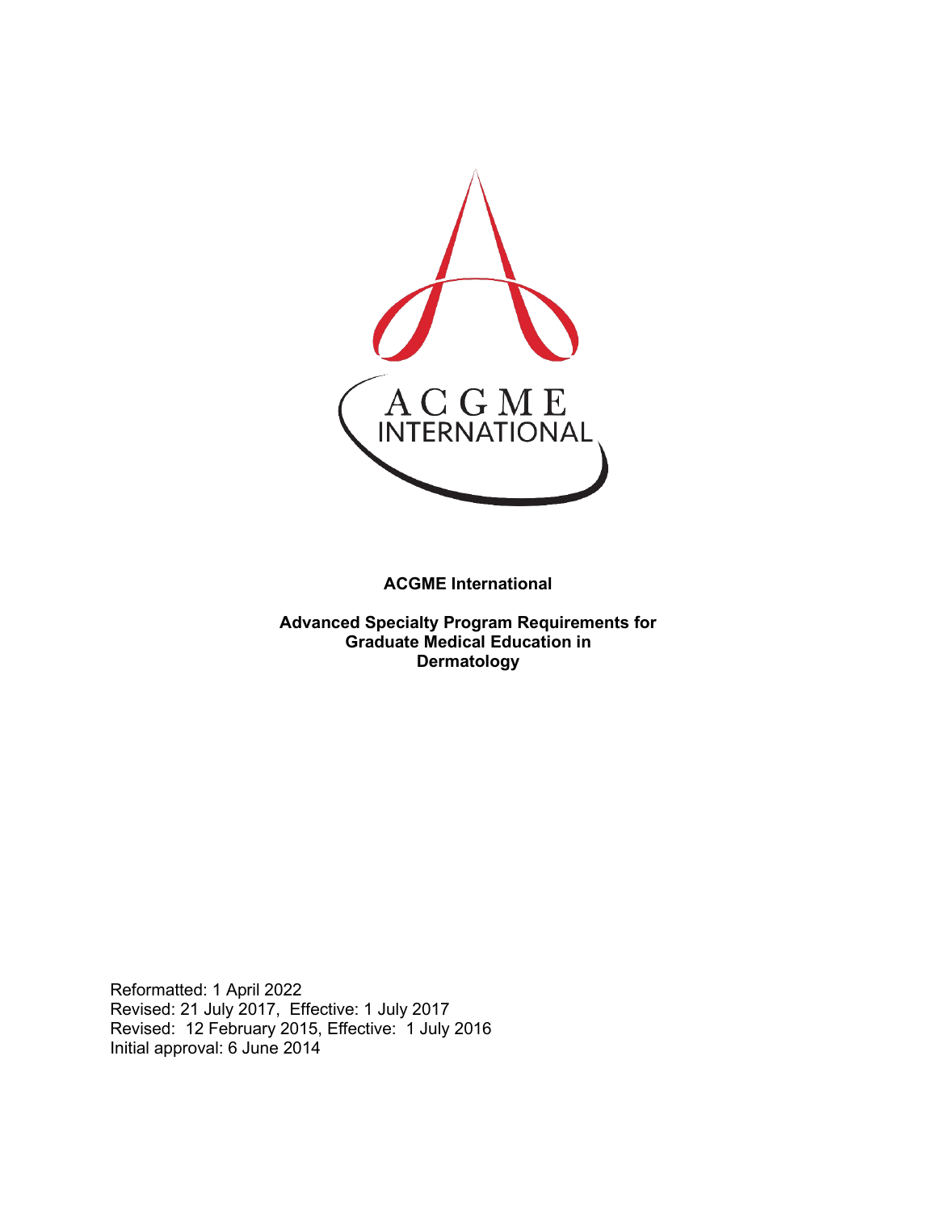**ACGME International**

**Advanced Specialty Program Requirements for Graduate Medical Education in Dermatology**

Reformatted: 1 April 2022
Revised: 21 July 2017, Effective: 1 July 2017
Revised: 12 February 2015, Effective: 1 July 2016
Initial approval: 6 June 2014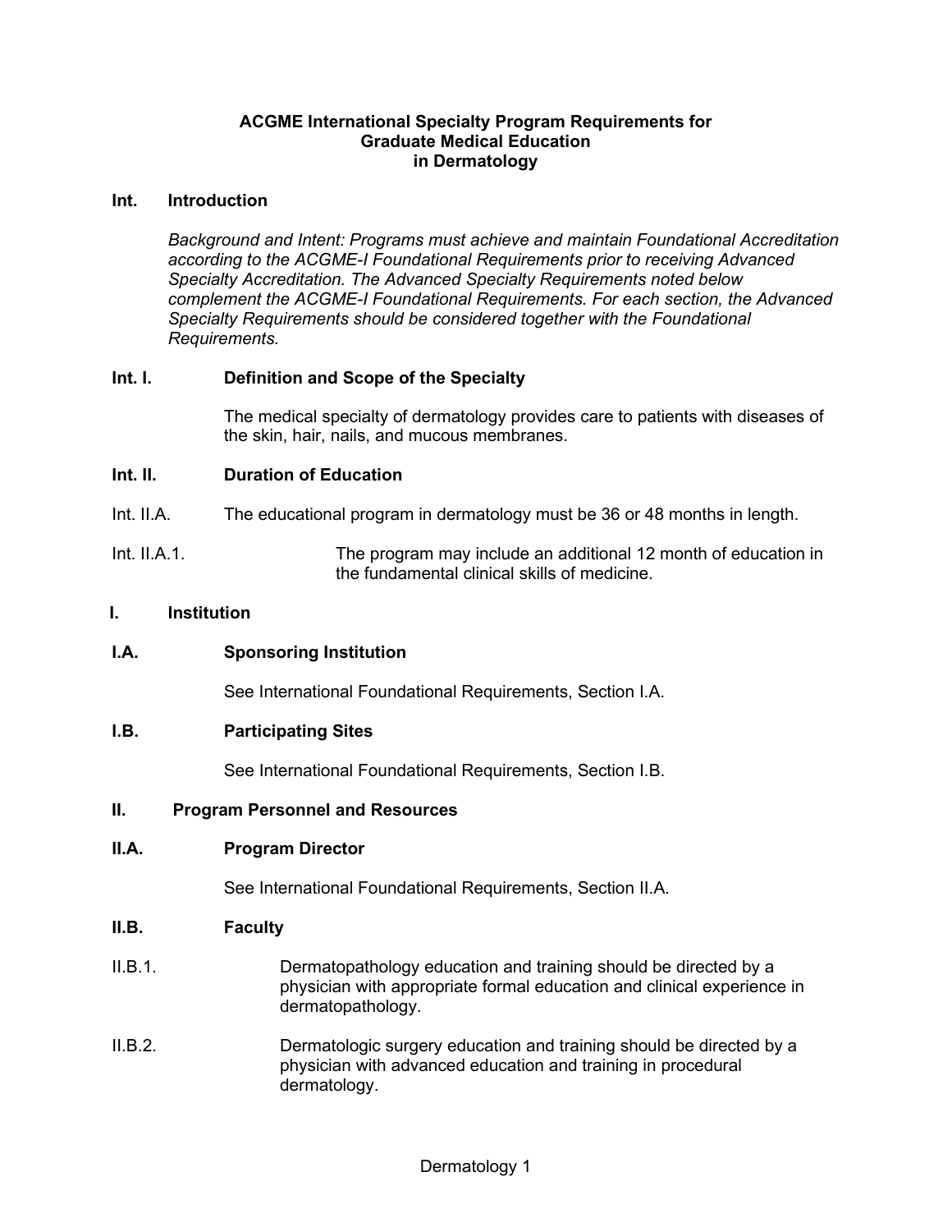**ACGME International Specialty Program Requirements for Graduate Medical Education in Dermatology**

## Int. Introduction

*Background and Intent: Programs must achieve and maintain Foundational Accreditation according to the ACGME-I Foundational Requirements prior to receiving Advanced Specialty Accreditation. The Advanced Specialty Requirements noted below complement the ACGME-I Foundational Requirements. For each section, the Advanced Specialty Requirements should be considered together with the Foundational Requirements.*

### Int. I. Definition and Scope of the Specialty

The medical specialty of dermatology provides care to patients with diseases of the skin, hair, nails, and mucous membranes.

### Int. II. Duration of Education

Int. II.A. The educational program in dermatology must be 36 or 48 months in length.

Int. II.A.1. The program may include an additional 12 month of education in the fundamental clinical skills of medicine.

## I. Institution

### I.A. Sponsoring Institution

See International Foundational Requirements, Section I.A.

### I.B. Participating Sites

See International Foundational Requirements, Section I.B.

## II. Program Personnel and Resources

### II.A. Program Director

See International Foundational Requirements, Section II.A.

### II.B. Faculty

II.B.1. Dermatopathology education and training should be directed by a physician with appropriate formal education and clinical experience in dermatopathology.

II.B.2. Dermatologic surgery education and training should be directed by a physician with advanced education and training in procedural dermatology.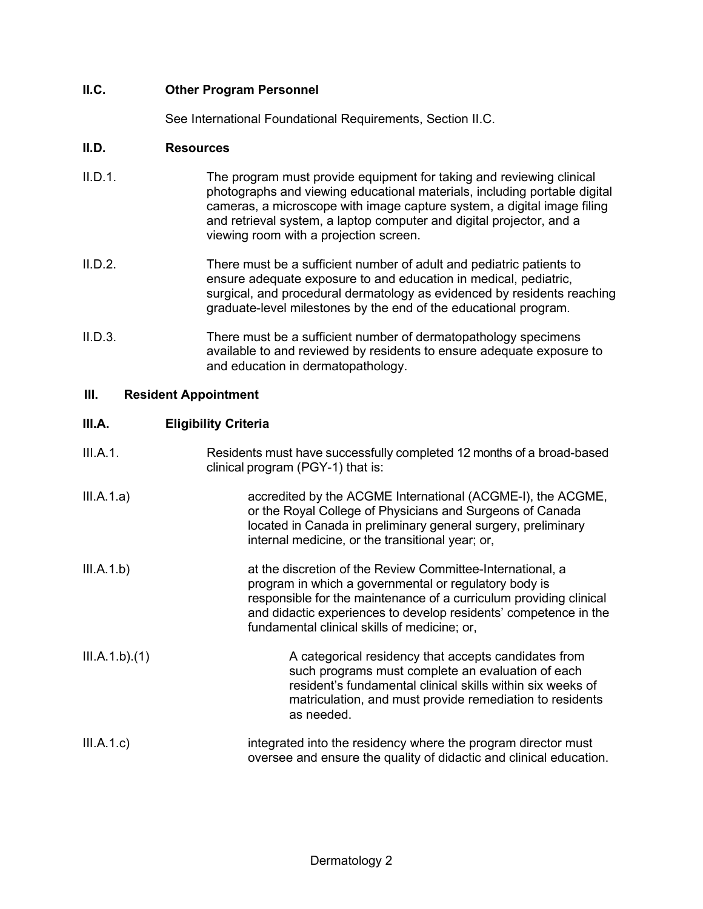**II.C. Other Program Personnel**

See International Foundational Requirements, Section II.C.

**II.D. Resources**

II.D.1. The program must provide equipment for taking and reviewing clinical photographs and viewing educational materials, including portable digital cameras, a microscope with image capture system, a digital image filing and retrieval system, a laptop computer and digital projector, and a viewing room with a projection screen.

II.D.2. There must be a sufficient number of adult and pediatric patients to ensure adequate exposure to and education in medical, pediatric, surgical, and procedural dermatology as evidenced by residents reaching graduate-level milestones by the end of the educational program.

II.D.3. There must be a sufficient number of dermatopathology specimens available to and reviewed by residents to ensure adequate exposure to and education in dermatopathology.

**III. Resident Appointment**

**III.A. Eligibility Criteria**

III.A.1. Residents must have successfully completed 12 months of a broad-based clinical program (PGY-1) that is:

III.A.1.a) accredited by the ACGME International (ACGME-I), the ACGME, or the Royal College of Physicians and Surgeons of Canada located in Canada in preliminary general surgery, preliminary internal medicine, or the transitional year; or,

III.A.1.b) at the discretion of the Review Committee-International, a program in which a governmental or regulatory body is responsible for the maintenance of a curriculum providing clinical and didactic experiences to develop residents' competence in the fundamental clinical skills of medicine; or,

III.A.1.b).(1) A categorical residency that accepts candidates from such programs must complete an evaluation of each resident's fundamental clinical skills within six weeks of matriculation, and must provide remediation to residents as needed.

III.A.1.c) integrated into the residency where the program director must oversee and ensure the quality of didactic and clinical education.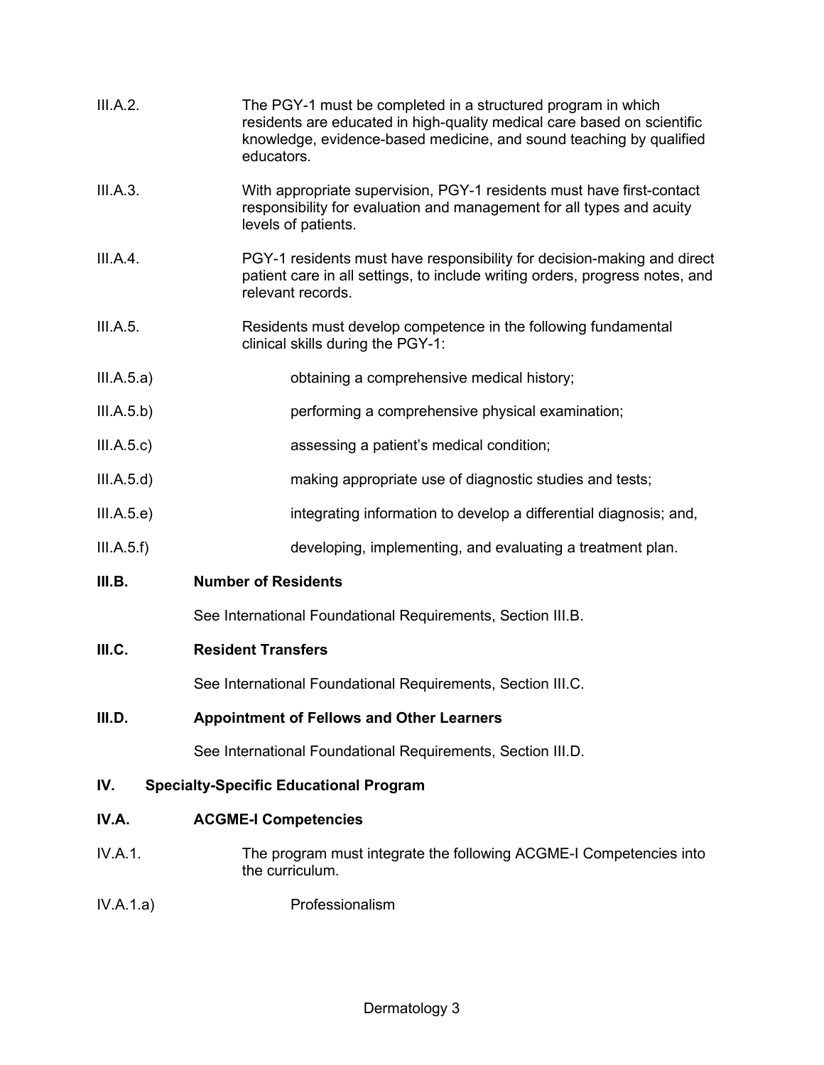III.A.2. The PGY-1 must be completed in a structured program in which residents are educated in high-quality medical care based on scientific knowledge, evidence-based medicine, and sound teaching by qualified educators.

III.A.3. With appropriate supervision, PGY-1 residents must have first-contact responsibility for evaluation and management for all types and acuity levels of patients.

III.A.4. PGY-1 residents must have responsibility for decision-making and direct patient care in all settings, to include writing orders, progress notes, and relevant records.

III.A.5. Residents must develop competence in the following fundamental clinical skills during the PGY-1:

III.A.5.a) obtaining a comprehensive medical history;

III.A.5.b) performing a comprehensive physical examination;

III.A.5.c) assessing a patient's medical condition;

III.A.5.d) making appropriate use of diagnostic studies and tests;

III.A.5.e) integrating information to develop a differential diagnosis; and,

III.A.5.f) developing, implementing, and evaluating a treatment plan.

**III.B. Number of Residents**

See International Foundational Requirements, Section III.B.

**III.C. Resident Transfers**

See International Foundational Requirements, Section III.C.

**III.D. Appointment of Fellows and Other Learners**

See International Foundational Requirements, Section III.D.

## IV. Specialty-Specific Educational Program

**IV.A. ACGME-I Competencies**

IV.A.1. The program must integrate the following ACGME-I Competencies into the curriculum.

IV.A.1.a) Professionalism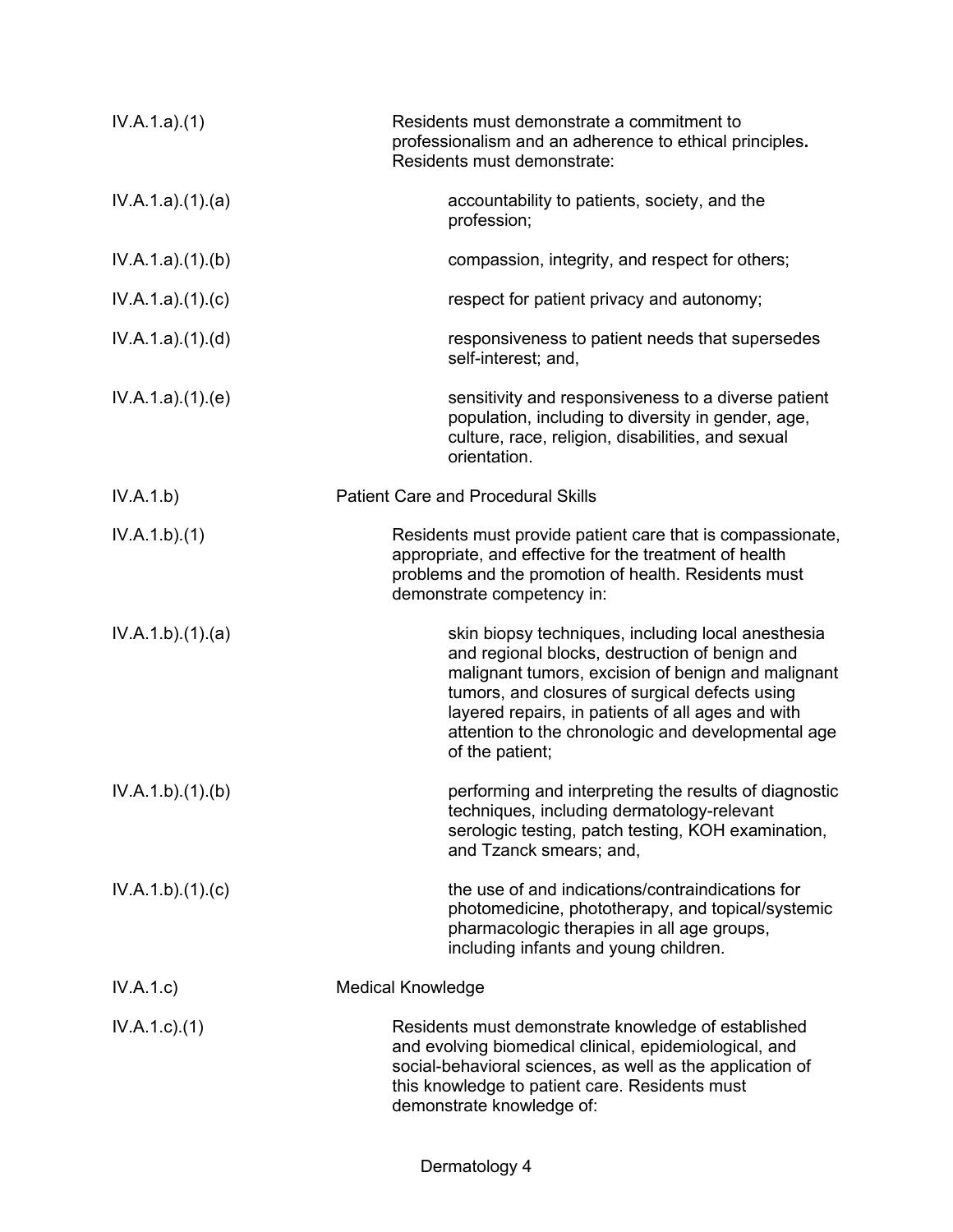IV.A.1.a).(1) Residents must demonstrate a commitment to professionalism and an adherence to ethical principles**.** Residents must demonstrate:

IV.A.1.a).(1).(a) accountability to patients, society, and the profession;

IV.A.1.a).(1).(b) compassion, integrity, and respect for others;

IV.A.1.a).(1).(c) respect for patient privacy and autonomy;

IV.A.1.a).(1).(d) responsiveness to patient needs that supersedes self-interest; and,

IV.A.1.a).(1).(e) sensitivity and responsiveness to a diverse patient population, including to diversity in gender, age, culture, race, religion, disabilities, and sexual orientation.

IV.A.1.b) Patient Care and Procedural Skills

IV.A.1.b).(1) Residents must provide patient care that is compassionate, appropriate, and effective for the treatment of health problems and the promotion of health. Residents must demonstrate competency in:

IV.A.1.b).(1).(a) skin biopsy techniques, including local anesthesia and regional blocks, destruction of benign and malignant tumors, excision of benign and malignant tumors, and closures of surgical defects using layered repairs, in patients of all ages and with attention to the chronologic and developmental age of the patient;

IV.A.1.b).(1).(b) performing and interpreting the results of diagnostic techniques, including dermatology-relevant serologic testing, patch testing, KOH examination, and Tzanck smears; and,

IV.A.1.b).(1).(c) the use of and indications/contraindications for photomedicine, phototherapy, and topical/systemic pharmacologic therapies in all age groups, including infants and young children.

IV.A.1.c) Medical Knowledge

IV.A.1.c).(1) Residents must demonstrate knowledge of established and evolving biomedical clinical, epidemiological, and social-behavioral sciences, as well as the application of this knowledge to patient care. Residents must demonstrate knowledge of: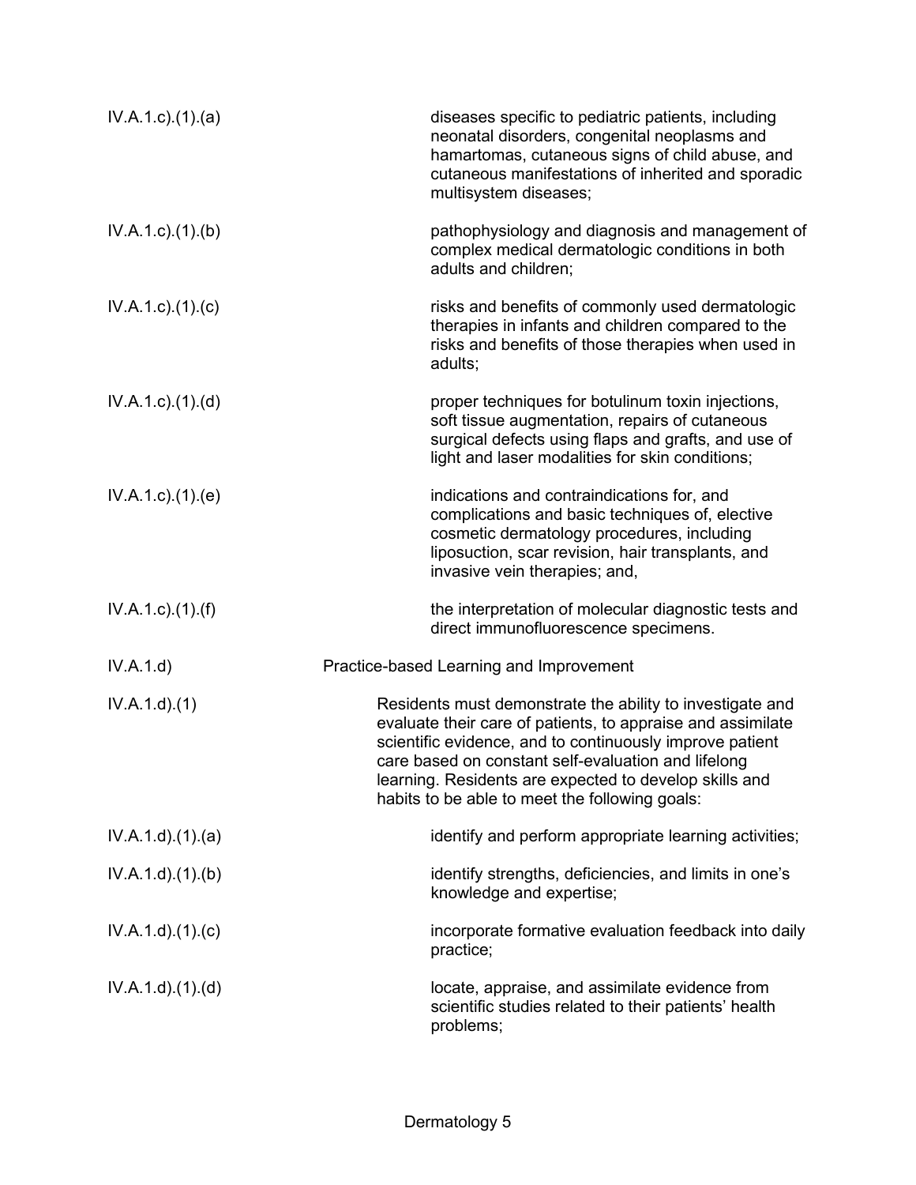| | |
|---|---|
| IV.A.1.c).(1).(a) | diseases specific to pediatric patients, including neonatal disorders, congenital neoplasms and hamartomas, cutaneous signs of child abuse, and cutaneous manifestations of inherited and sporadic multisystem diseases; |
| IV.A.1.c).(1).(b) | pathophysiology and diagnosis and management of complex medical dermatologic conditions in both adults and children; |
| IV.A.1.c).(1).(c) | risks and benefits of commonly used dermatologic therapies in infants and children compared to the risks and benefits of those therapies when used in adults; |
| IV.A.1.c).(1).(d) | proper techniques for botulinum toxin injections, soft tissue augmentation, repairs of cutaneous surgical defects using flaps and grafts, and use of light and laser modalities for skin conditions; |
| IV.A.1.c).(1).(e) | indications and contraindications for, and complications and basic techniques of, elective cosmetic dermatology procedures, including liposuction, scar revision, hair transplants, and invasive vein therapies; and, |
| IV.A.1.c).(1).(f) | the interpretation of molecular diagnostic tests and direct immunofluorescence specimens. |
| IV.A.1.d) | Practice-based Learning and Improvement |
| IV.A.1.d).(1) | Residents must demonstrate the ability to investigate and evaluate their care of patients, to appraise and assimilate scientific evidence, and to continuously improve patient care based on constant self-evaluation and lifelong learning. Residents are expected to develop skills and habits to be able to meet the following goals: |
| IV.A.1.d).(1).(a) | identify and perform appropriate learning activities; |
| IV.A.1.d).(1).(b) | identify strengths, deficiencies, and limits in one's knowledge and expertise; |
| IV.A.1.d).(1).(c) | incorporate formative evaluation feedback into daily practice; |
| IV.A.1.d).(1).(d) | locate, appraise, and assimilate evidence from scientific studies related to their patients' health problems; |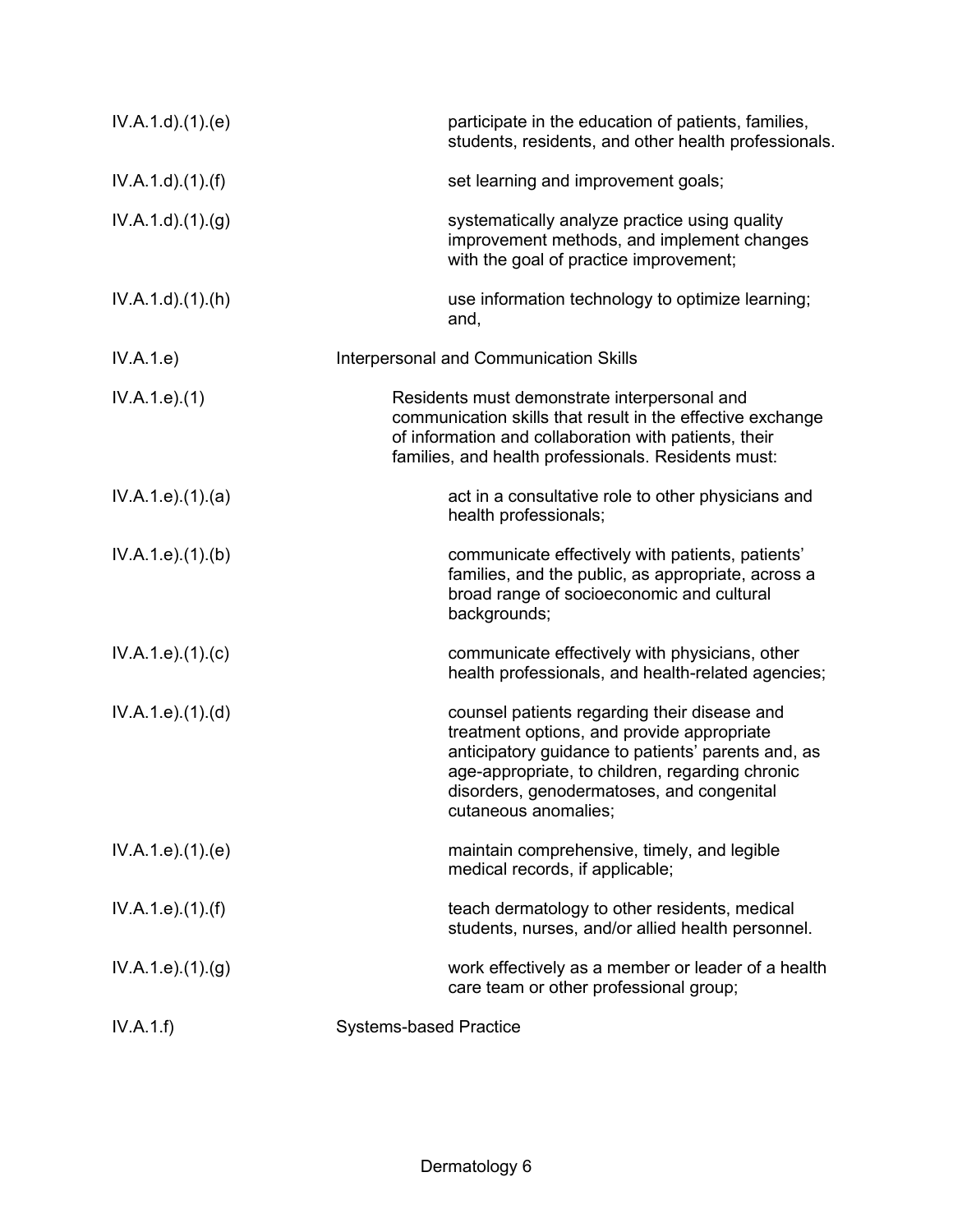IV.A.1.d).(1).(e) participate in the education of patients, families, students, residents, and other health professionals.

IV.A.1.d).(1).(f) set learning and improvement goals;

IV.A.1.d).(1).(g) systematically analyze practice using quality improvement methods, and implement changes with the goal of practice improvement;

IV.A.1.d).(1).(h) use information technology to optimize learning; and,

IV.A.1.e) Interpersonal and Communication Skills

IV.A.1.e).(1) Residents must demonstrate interpersonal and communication skills that result in the effective exchange of information and collaboration with patients, their families, and health professionals. Residents must:

IV.A.1.e).(1).(a) act in a consultative role to other physicians and health professionals;

IV.A.1.e).(1).(b) communicate effectively with patients, patients' families, and the public, as appropriate, across a broad range of socioeconomic and cultural backgrounds;

IV.A.1.e).(1).(c) communicate effectively with physicians, other health professionals, and health-related agencies;

IV.A.1.e).(1).(d) counsel patients regarding their disease and treatment options, and provide appropriate anticipatory guidance to patients' parents and, as age-appropriate, to children, regarding chronic disorders, genodermatoses, and congenital cutaneous anomalies;

IV.A.1.e).(1).(e) maintain comprehensive, timely, and legible medical records, if applicable;

IV.A.1.e).(1).(f) teach dermatology to other residents, medical students, nurses, and/or allied health personnel.

IV.A.1.e).(1).(g) work effectively as a member or leader of a health care team or other professional group;

IV.A.1.f) Systems-based Practice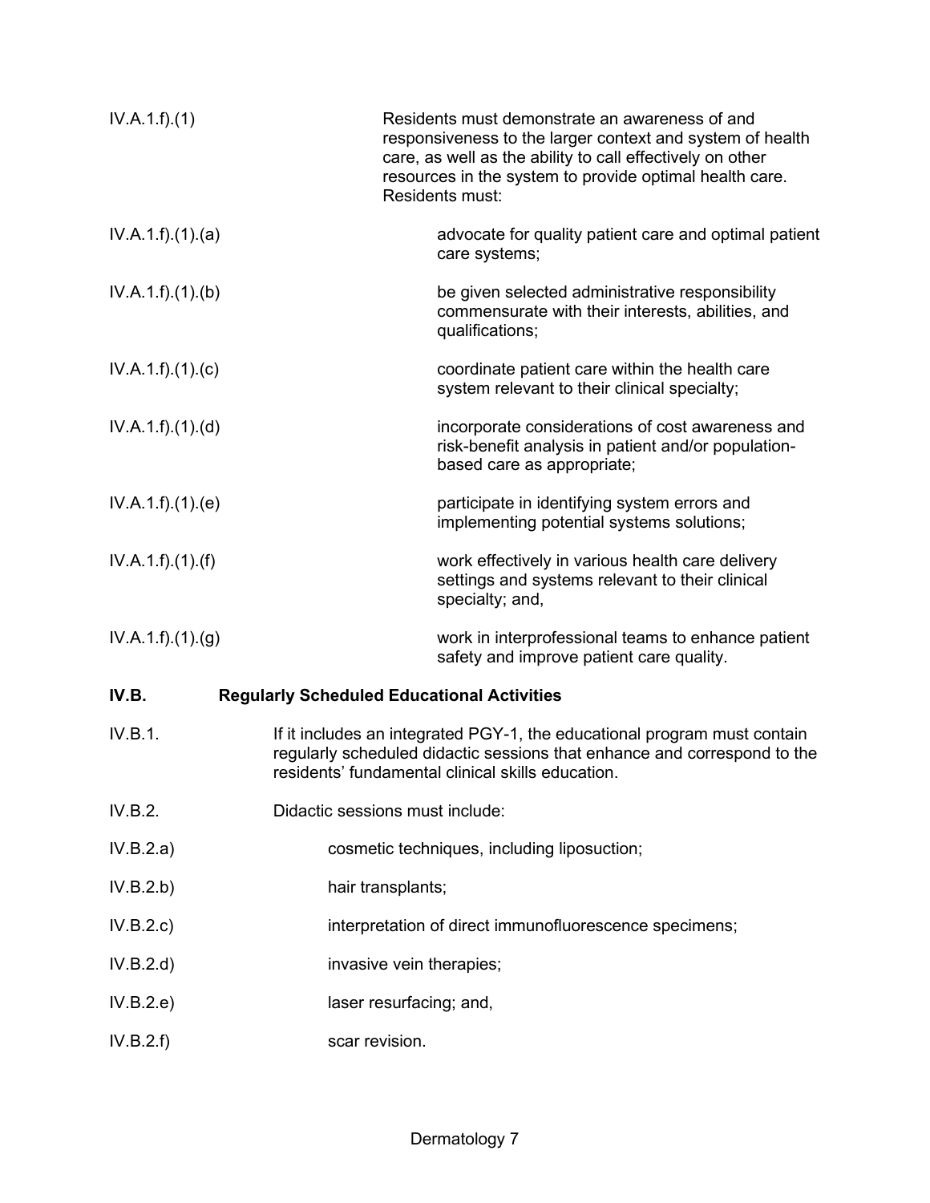IV.A.1.f).(1) Residents must demonstrate an awareness of and responsiveness to the larger context and system of health care, as well as the ability to call effectively on other resources in the system to provide optimal health care. Residents must:

IV.A.1.f).(1).(a) advocate for quality patient care and optimal patient care systems;

IV.A.1.f).(1).(b) be given selected administrative responsibility commensurate with their interests, abilities, and qualifications;

IV.A.1.f).(1).(c) coordinate patient care within the health care system relevant to their clinical specialty;

IV.A.1.f).(1).(d) incorporate considerations of cost awareness and risk-benefit analysis in patient and/or population-based care as appropriate;

IV.A.1.f).(1).(e) participate in identifying system errors and implementing potential systems solutions;

IV.A.1.f).(1).(f) work effectively in various health care delivery settings and systems relevant to their clinical specialty; and,

IV.A.1.f).(1).(g) work in interprofessional teams to enhance patient safety and improve patient care quality.

**IV.B. Regularly Scheduled Educational Activities**

IV.B.1. If it includes an integrated PGY-1, the educational program must contain regularly scheduled didactic sessions that enhance and correspond to the residents' fundamental clinical skills education.

IV.B.2. Didactic sessions must include:

IV.B.2.a) cosmetic techniques, including liposuction;

IV.B.2.b) hair transplants;

IV.B.2.c) interpretation of direct immunofluorescence specimens;

IV.B.2.d) invasive vein therapies;

IV.B.2.e) laser resurfacing; and,

IV.B.2.f) scar revision.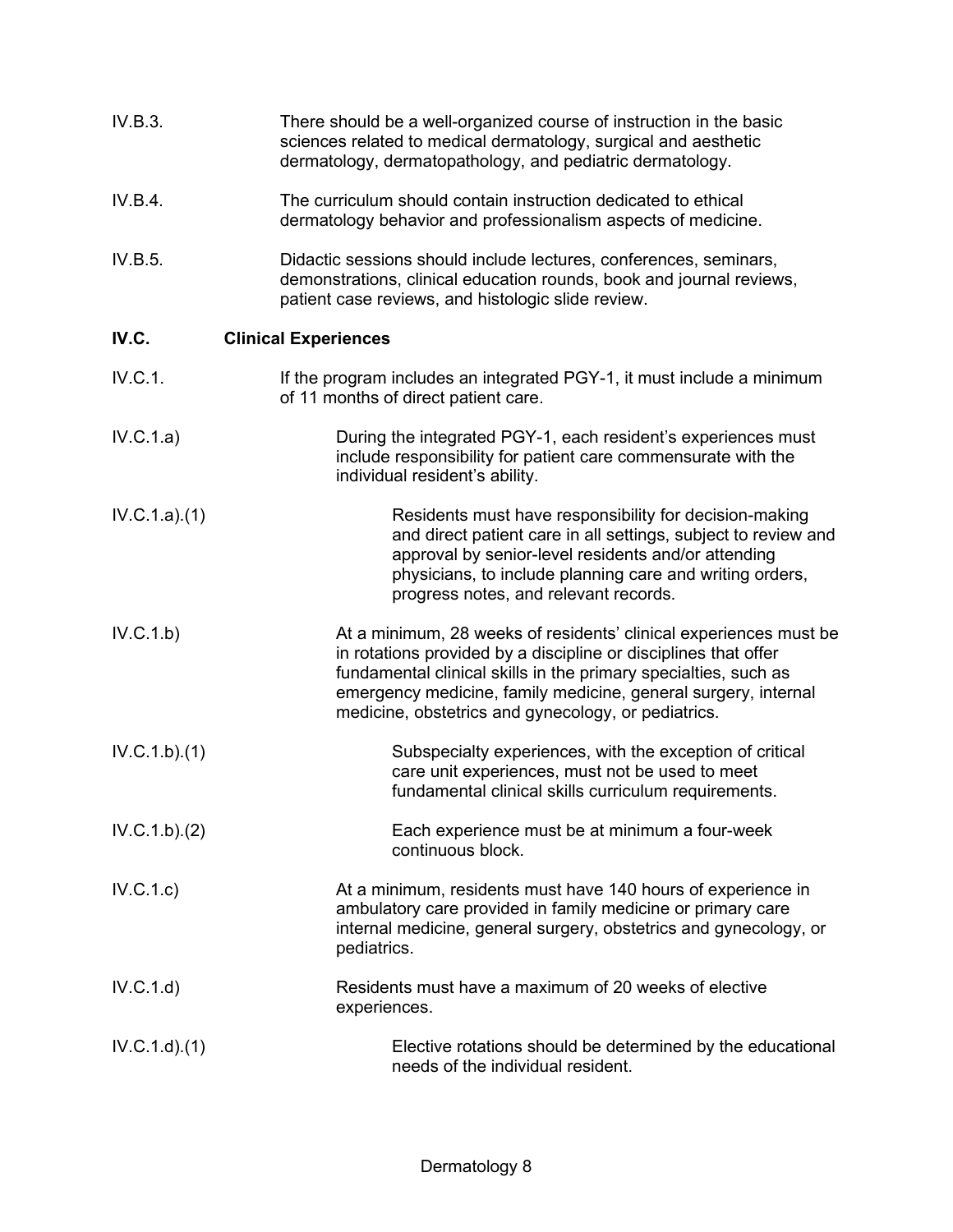IV.B.3. There should be a well-organized course of instruction in the basic sciences related to medical dermatology, surgical and aesthetic dermatology, dermatopathology, and pediatric dermatology.

IV.B.4. The curriculum should contain instruction dedicated to ethical dermatology behavior and professionalism aspects of medicine.

IV.B.5. Didactic sessions should include lectures, conferences, seminars, demonstrations, clinical education rounds, book and journal reviews, patient case reviews, and histologic slide review.

**IV.C. Clinical Experiences**

IV.C.1. If the program includes an integrated PGY-1, it must include a minimum of 11 months of direct patient care.

IV.C.1.a) During the integrated PGY-1, each resident's experiences must include responsibility for patient care commensurate with the individual resident's ability.

IV.C.1.a).(1) Residents must have responsibility for decision-making and direct patient care in all settings, subject to review and approval by senior-level residents and/or attending physicians, to include planning care and writing orders, progress notes, and relevant records.

IV.C.1.b) At a minimum, 28 weeks of residents' clinical experiences must be in rotations provided by a discipline or disciplines that offer fundamental clinical skills in the primary specialties, such as emergency medicine, family medicine, general surgery, internal medicine, obstetrics and gynecology, or pediatrics.

IV.C.1.b).(1) Subspecialty experiences, with the exception of critical care unit experiences, must not be used to meet fundamental clinical skills curriculum requirements.

IV.C.1.b).(2) Each experience must be at minimum a four-week continuous block.

IV.C.1.c) At a minimum, residents must have 140 hours of experience in ambulatory care provided in family medicine or primary care internal medicine, general surgery, obstetrics and gynecology, or pediatrics.

IV.C.1.d) Residents must have a maximum of 20 weeks of elective experiences.

IV.C.1.d).(1) Elective rotations should be determined by the educational needs of the individual resident.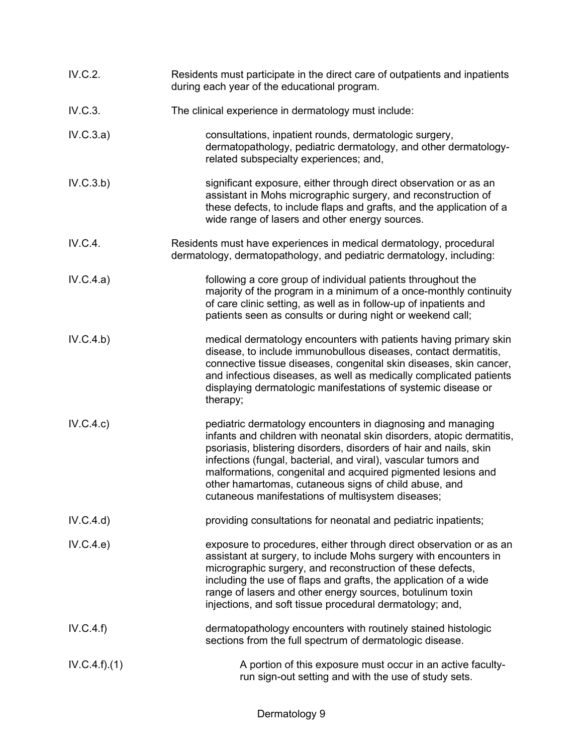IV.C.2. Residents must participate in the direct care of outpatients and inpatients during each year of the educational program.

IV.C.3. The clinical experience in dermatology must include:

IV.C.3.a) consultations, inpatient rounds, dermatologic surgery, dermatopathology, pediatric dermatology, and other dermatology-related subspecialty experiences; and,

IV.C.3.b) significant exposure, either through direct observation or as an assistant in Mohs micrographic surgery, and reconstruction of these defects, to include flaps and grafts, and the application of a wide range of lasers and other energy sources.

IV.C.4. Residents must have experiences in medical dermatology, procedural dermatology, dermatopathology, and pediatric dermatology, including:

IV.C.4.a) following a core group of individual patients throughout the majority of the program in a minimum of a once-monthly continuity of care clinic setting, as well as in follow-up of inpatients and patients seen as consults or during night or weekend call;

IV.C.4.b) medical dermatology encounters with patients having primary skin disease, to include immunobullous diseases, contact dermatitis, connective tissue diseases, congenital skin diseases, skin cancer, and infectious diseases, as well as medically complicated patients displaying dermatologic manifestations of systemic disease or therapy;

IV.C.4.c) pediatric dermatology encounters in diagnosing and managing infants and children with neonatal skin disorders, atopic dermatitis, psoriasis, blistering disorders, disorders of hair and nails, skin infections (fungal, bacterial, and viral), vascular tumors and malformations, congenital and acquired pigmented lesions and other hamartomas, cutaneous signs of child abuse, and cutaneous manifestations of multisystem diseases;

IV.C.4.d) providing consultations for neonatal and pediatric inpatients;

IV.C.4.e) exposure to procedures, either through direct observation or as an assistant at surgery, to include Mohs surgery with encounters in micrographic surgery, and reconstruction of these defects, including the use of flaps and grafts, the application of a wide range of lasers and other energy sources, botulinum toxin injections, and soft tissue procedural dermatology; and,

IV.C.4.f) dermatopathology encounters with routinely stained histologic sections from the full spectrum of dermatologic disease.

IV.C.4.f).(1) A portion of this exposure must occur in an active faculty-run sign-out setting and with the use of study sets.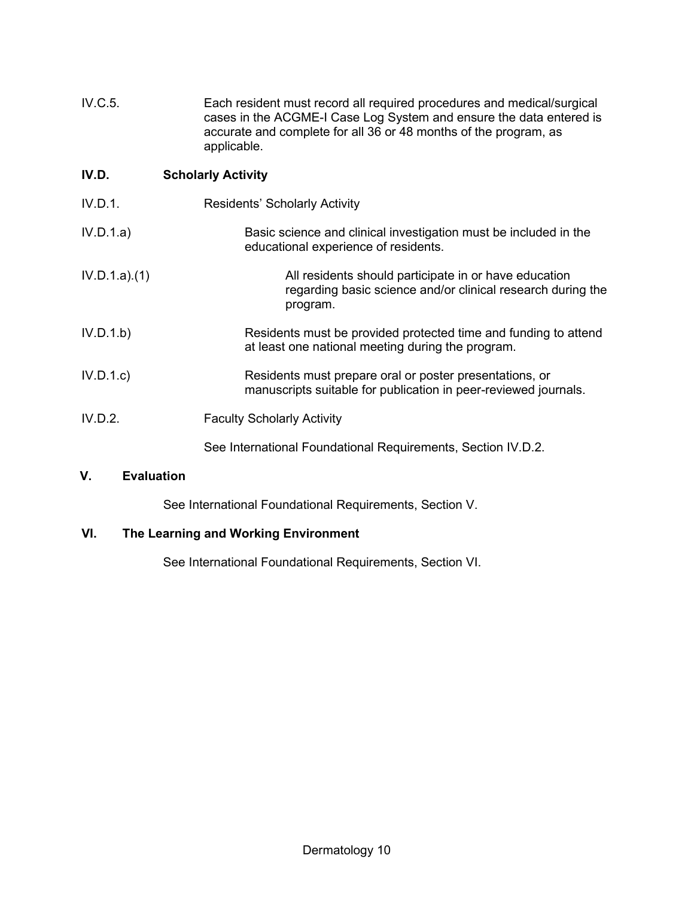IV.C.5. Each resident must record all required procedures and medical/surgical cases in the ACGME-I Case Log System and ensure the data entered is accurate and complete for all 36 or 48 months of the program, as applicable.

**IV.D. Scholarly Activity**

IV.D.1. Residents' Scholarly Activity

IV.D.1.a) Basic science and clinical investigation must be included in the educational experience of residents.

IV.D.1.a).(1) All residents should participate in or have education regarding basic science and/or clinical research during the program.

IV.D.1.b) Residents must be provided protected time and funding to attend at least one national meeting during the program.

IV.D.1.c) Residents must prepare oral or poster presentations, or manuscripts suitable for publication in peer-reviewed journals.

IV.D.2. Faculty Scholarly Activity

See International Foundational Requirements, Section IV.D.2.

## V. Evaluation

See International Foundational Requirements, Section V.

## VI. The Learning and Working Environment

See International Foundational Requirements, Section VI.